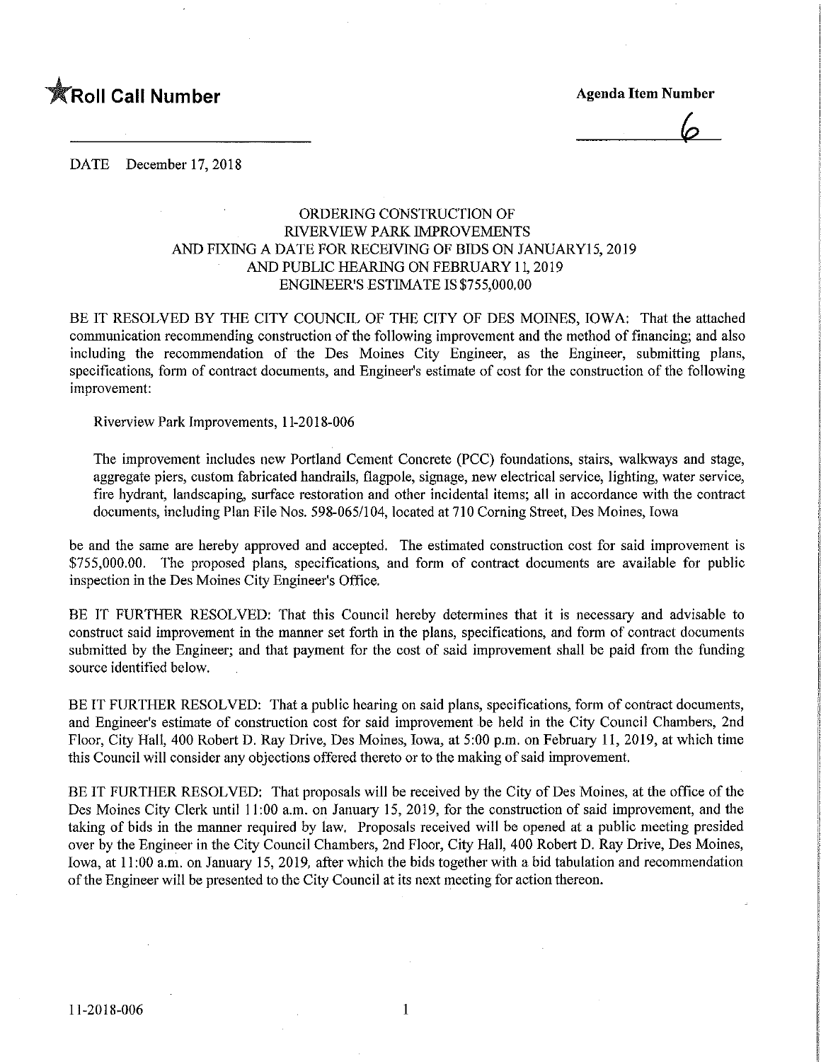**Roll Call Number**

**Agenda Item Number**

6

DATE December 17, 2018

ORDERING CONSTRUCTION OF
RIVERVIEW PARK IMPROVEMENTS
AND FIXING A DATE FOR RECEIVING OF BIDS ON JANUARY15, 2019
AND PUBLIC HEARING ON FEBRUARY 11, 2019
ENGINEER'S ESTIMATE IS $755,000.00

BE IT RESOLVED BY THE CITY COUNCIL OF THE CITY OF DES MOINES, IOWA: That the attached communication recommending construction of the following improvement and the method of financing; and also including the recommendation of the Des Moines City Engineer, as the Engineer, submitting plans, specifications, form of contract documents, and Engineer's estimate of cost for the construction of the following improvement:

Riverview Park Improvements, 11-2018-006

The improvement includes new Portland Cement Concrete (PCC) foundations, stairs, walkways and stage, aggregate piers, custom fabricated handrails, flagpole, signage, new electrical service, lighting, water service, fire hydrant, landscaping, surface restoration and other incidental items; all in accordance with the contract documents, including Plan File Nos. 598-065/104, located at 710 Corning Street, Des Moines, Iowa

be and the same are hereby approved and accepted. The estimated construction cost for said improvement is $755,000.00. The proposed plans, specifications, and form of contract documents are available for public inspection in the Des Moines City Engineer's Office.

BE IT FURTHER RESOLVED: That this Council hereby determines that it is necessary and advisable to construct said improvement in the manner set forth in the plans, specifications, and form of contract documents submitted by the Engineer; and that payment for the cost of said improvement shall be paid from the funding source identified below.

BE IT FURTHER RESOLVED: That a public hearing on said plans, specifications, form of contract documents, and Engineer's estimate of construction cost for said improvement be held in the City Council Chambers, 2nd Floor, City Hall, 400 Robert D. Ray Drive, Des Moines, Iowa, at 5:00 p.m. on February 11, 2019, at which time this Council will consider any objections offered thereto or to the making of said improvement.

BE IT FURTHER RESOLVED: That proposals will be received by the City of Des Moines, at the office of the Des Moines City Clerk until 11:00 a.m. on January 15, 2019, for the construction of said improvement, and the taking of bids in the manner required by law. Proposals received will be opened at a public meeting presided over by the Engineer in the City Council Chambers, 2nd Floor, City Hall, 400 Robert D. Ray Drive, Des Moines, Iowa, at 11:00 a.m. on January 15, 2019, after which the bids together with a bid tabulation and recommendation of the Engineer will be presented to the City Council at its next meeting for action thereon.

11-2018-006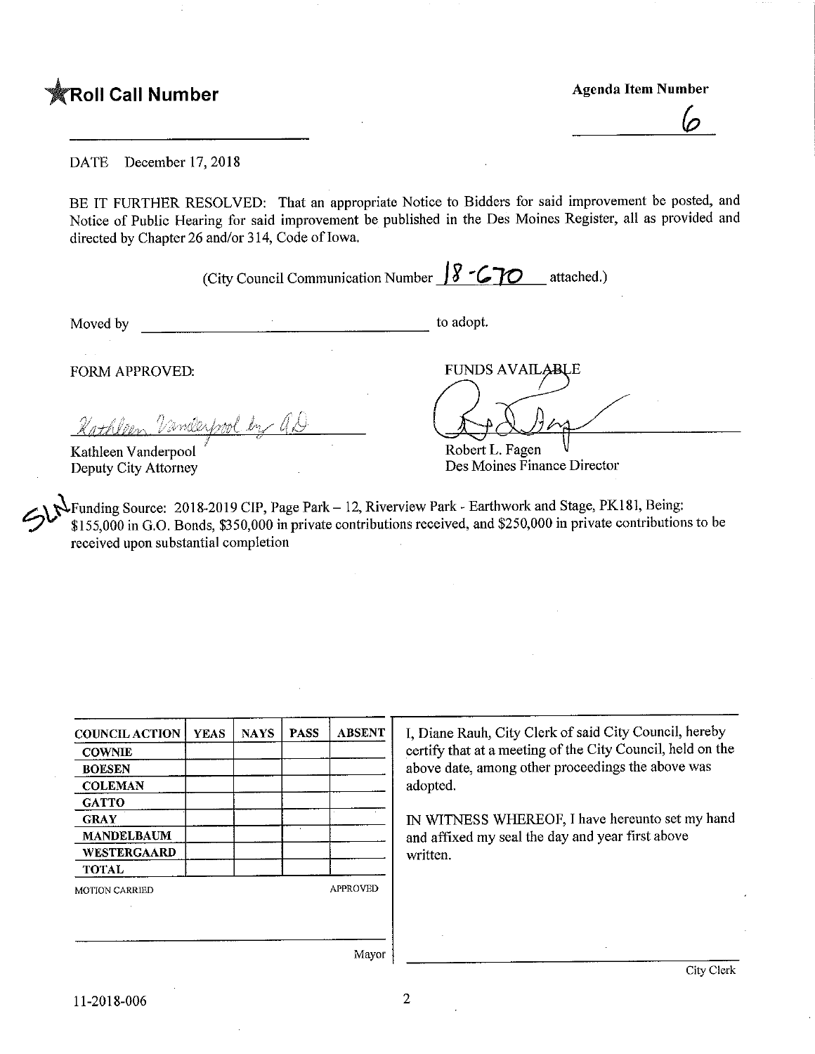**★Roll Call Number**

**Agenda Item Number**

6

DATE December 17, 2018

BE IT FURTHER RESOLVED: That an appropriate Notice to Bidders for said improvement be posted, and Notice of Public Hearing for said improvement be published in the Des Moines Register, all as provided and directed by Chapter 26 and/or 314, Code of Iowa.

(City Council Communication Number 18-670 attached.)

Moved by ______________________ to adopt.

FORM APPROVED:

Kathleen Vanderpool by AD

Kathleen Vanderpool
Deputy City Attorney

FUNDS AVAILABLE

Robert L. Fagen
Des Moines Finance Director

SLN Funding Source: 2018-2019 CIP, Page Park – 12, Riverview Park - Earthwork and Stage, PK181, Being: $155,000 in G.O. Bonds, $350,000 in private contributions received, and $250,000 in private contributions to be received upon substantial completion

| COUNCIL ACTION | YEAS | NAYS | PASS | ABSENT |
|---|---|---|---|---|
| COWNIE | | | | |
| BOESEN | | | | |
| COLEMAN | | | | |
| GATTO | | | | |
| GRAY | | | | |
| MANDELBAUM | | | | |
| WESTERGAARD | | | | |
| TOTAL | | | | |

MOTION CARRIED APPROVED

______________________ Mayor

I, Diane Rauh, City Clerk of said City Council, hereby certify that at a meeting of the City Council, held on the above date, among other proceedings the above was adopted.

IN WITNESS WHEREOF, I have hereunto set my hand and affixed my seal the day and year first above written.

______________________ City Clerk

11-2018-006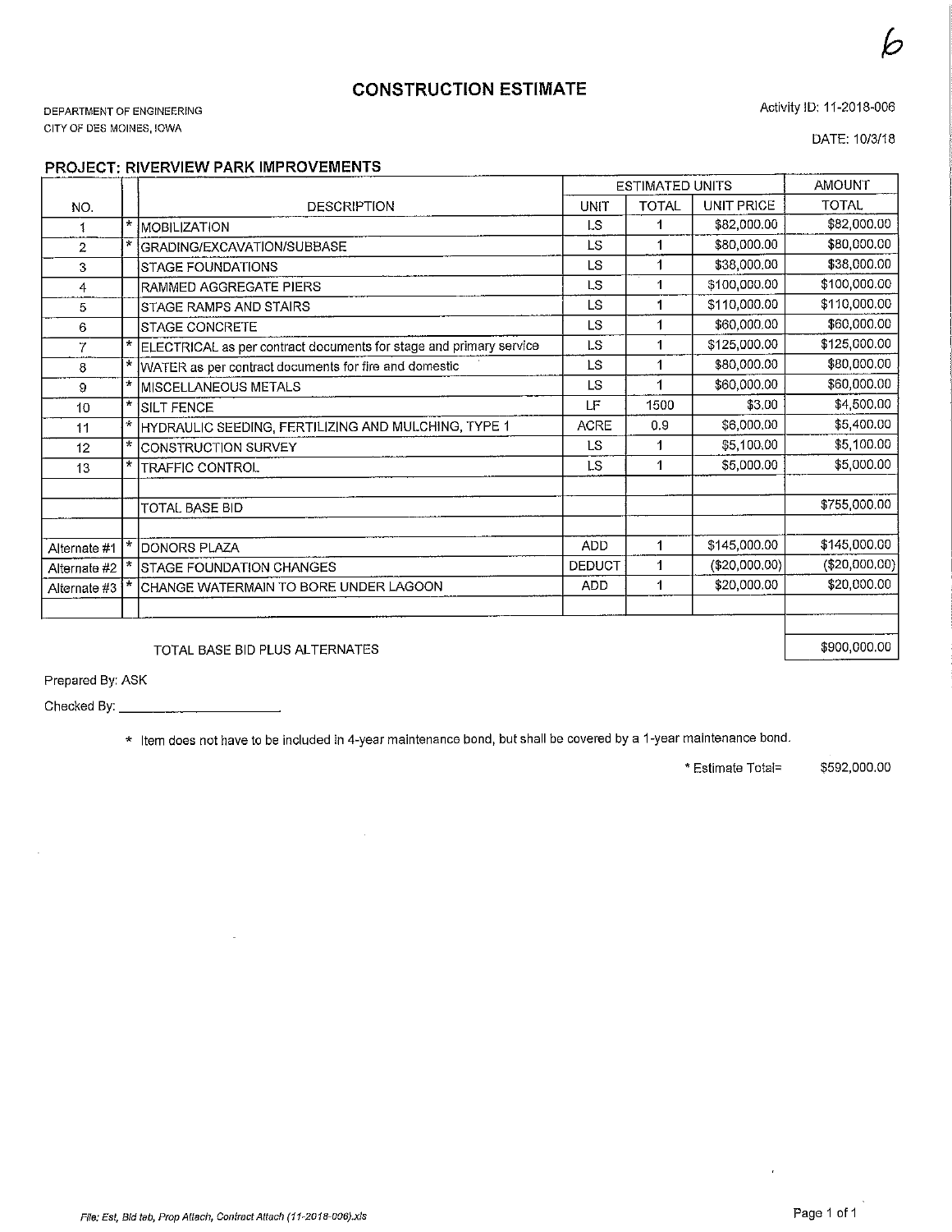6

# CONSTRUCTION ESTIMATE

DEPARTMENT OF ENGINEERING
CITY OF DES MOINES, IOWA

Activity ID: 11-2018-006

DATE: 10/3/18

## PROJECT: RIVERVIEW PARK IMPROVEMENTS

| NO. | | DESCRIPTION | ESTIMATED UNITS UNIT | TOTAL | UNIT PRICE | AMOUNT TOTAL |
|---|---|---|---|---|---|---|
| 1 | * | MOBILIZATION | LS | 1 | $82,000.00 | $82,000.00 |
| 2 | * | GRADING/EXCAVATION/SUBBASE | LS | 1 | $80,000.00 | $80,000.00 |
| 3 | | STAGE FOUNDATIONS | LS | 1 | $38,000.00 | $38,000.00 |
| 4 | | RAMMED AGGREGATE PIERS | LS | 1 | $100,000.00 | $100,000.00 |
| 5 | | STAGE RAMPS AND STAIRS | LS | 1 | $110,000.00 | $110,000.00 |
| 6 | | STAGE CONCRETE | LS | 1 | $60,000.00 | $60,000.00 |
| 7 | * | ELECTRICAL as per contract documents for stage and primary service | LS | 1 | $125,000.00 | $125,000.00 |
| 8 | * | WATER as per contract documents for fire and domestic | LS | 1 | $80,000.00 | $80,000.00 |
| 9 | * | MISCELLANEOUS METALS | LS | 1 | $60,000.00 | $60,000.00 |
| 10 | * | SILT FENCE | LF | 1500 | $3.00 | $4,500.00 |
| 11 | * | HYDRAULIC SEEDING, FERTILIZING AND MULCHING, TYPE 1 | ACRE | 0.9 | $6,000.00 | $5,400.00 |
| 12 | * | CONSTRUCTION SURVEY | LS | 1 | $5,100.00 | $5,100.00 |
| 13 | * | TRAFFIC CONTROL | LS | 1 | $5,000.00 | $5,000.00 |
| | | | | | | |
| | | TOTAL BASE BID | | | | $755,000.00 |
| | | | | | | |
| Alternate #1 | * | DONORS PLAZA | ADD | 1 | $145,000.00 | $145,000.00 |
| Alternate #2 | * | STAGE FOUNDATION CHANGES | DEDUCT | 1 | ($20,000.00) | ($20,000.00) |
| Alternate #3 | * | CHANGE WATERMAIN TO BORE UNDER LAGOON | ADD | 1 | $20,000.00 | $20,000.00 |
| | | | | | | |
| | | TOTAL BASE BID PLUS ALTERNATES | | | | $900,000.00 |

Prepared By: ASK

Checked By: ______________________

\* Item does not have to be included in 4-year maintenance bond, but shall be covered by a 1-year maintenance bond.

\* Estimate Total= $592,000.00

File: Est, Bid tab, Prop Attach, Contract Attach (11-2018-006).xls